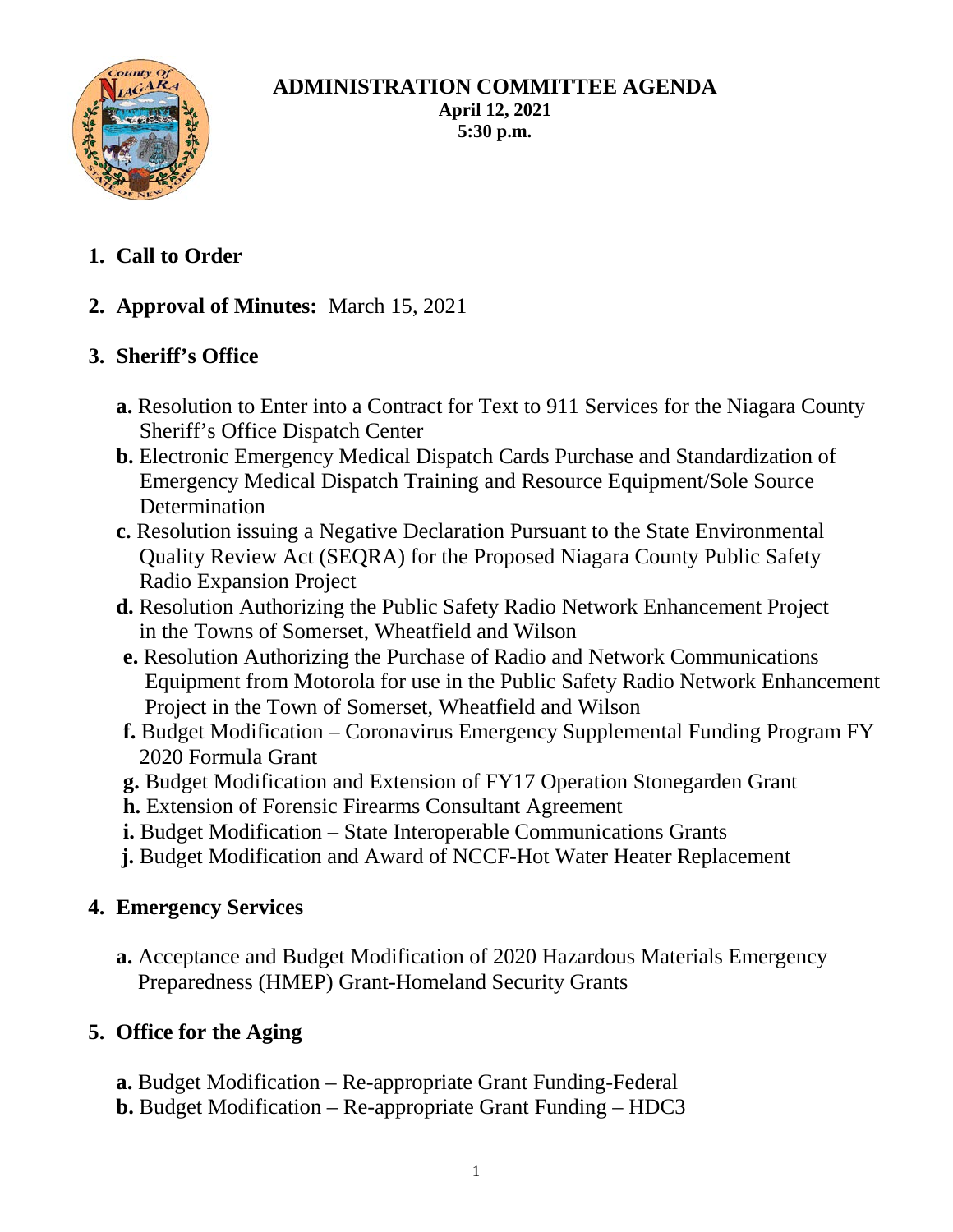# ADMINISTRATION COMMITTEE AGENDA

**April 12, 2021**
**5:30 p.m.**

1. **Call to Order**

2. **Approval of Minutes:** March 15, 2021

3. **Sheriff's Office**

   **a.** Resolution to Enter into a Contract for Text to 911 Services for the Niagara County Sheriff's Office Dispatch Center
   **b.** Electronic Emergency Medical Dispatch Cards Purchase and Standardization of Emergency Medical Dispatch Training and Resource Equipment/Sole Source Determination
   **c.** Resolution issuing a Negative Declaration Pursuant to the State Environmental Quality Review Act (SEQRA) for the Proposed Niagara County Public Safety Radio Expansion Project
   **d.** Resolution Authorizing the Public Safety Radio Network Enhancement Project in the Towns of Somerset, Wheatfield and Wilson
   **e.** Resolution Authorizing the Purchase of Radio and Network Communications Equipment from Motorola for use in the Public Safety Radio Network Enhancement Project in the Town of Somerset, Wheatfield and Wilson
   **f.** Budget Modification – Coronavirus Emergency Supplemental Funding Program FY 2020 Formula Grant
   **g.** Budget Modification and Extension of FY17 Operation Stonegarden Grant
   **h.** Extension of Forensic Firearms Consultant Agreement
   **i.** Budget Modification – State Interoperable Communications Grants
   **j.** Budget Modification and Award of NCCF-Hot Water Heater Replacement

4. **Emergency Services**

   **a.** Acceptance and Budget Modification of 2020 Hazardous Materials Emergency Preparedness (HMEP) Grant-Homeland Security Grants

5. **Office for the Aging**

   **a.** Budget Modification – Re-appropriate Grant Funding-Federal
   **b.** Budget Modification – Re-appropriate Grant Funding – HDC3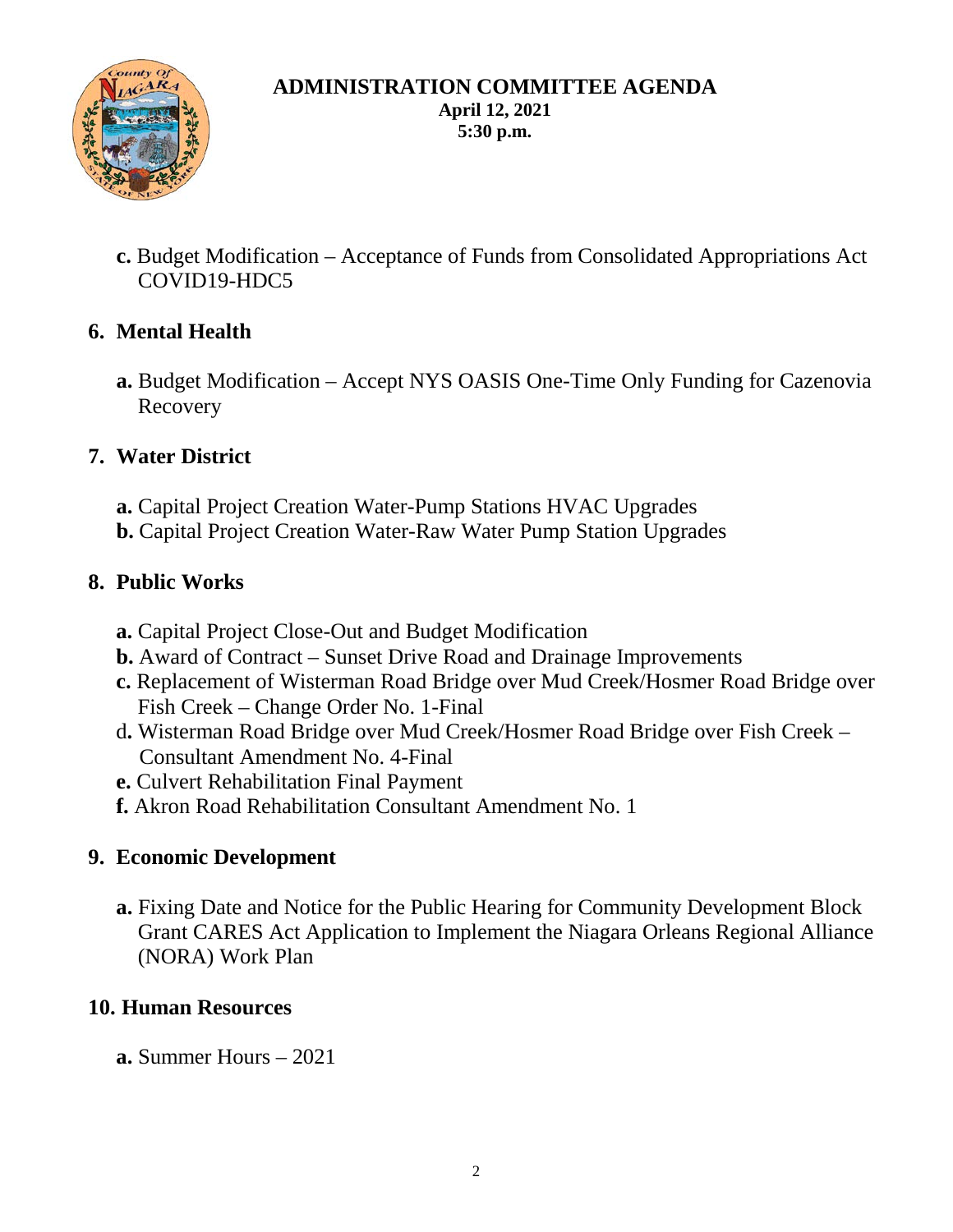# ADMINISTRATION COMMITTEE AGENDA
**April 12, 2021**
**5:30 p.m.**

**c.** Budget Modification – Acceptance of Funds from Consolidated Appropriations Act COVID19-HDC5

## 6. Mental Health

**a.** Budget Modification – Accept NYS OASIS One-Time Only Funding for Cazenovia Recovery

## 7. Water District

**a.** Capital Project Creation Water-Pump Stations HVAC Upgrades
**b.** Capital Project Creation Water-Raw Water Pump Station Upgrades

## 8. Public Works

**a.** Capital Project Close-Out and Budget Modification
**b.** Award of Contract – Sunset Drive Road and Drainage Improvements
**c.** Replacement of Wisterman Road Bridge over Mud Creek/Hosmer Road Bridge over Fish Creek – Change Order No. 1-Final
d**.** Wisterman Road Bridge over Mud Creek/Hosmer Road Bridge over Fish Creek – Consultant Amendment No. 4-Final
**e.** Culvert Rehabilitation Final Payment
**f.** Akron Road Rehabilitation Consultant Amendment No. 1

## 9. Economic Development

**a.** Fixing Date and Notice for the Public Hearing for Community Development Block Grant CARES Act Application to Implement the Niagara Orleans Regional Alliance (NORA) Work Plan

## 10. Human Resources

**a.** Summer Hours – 2021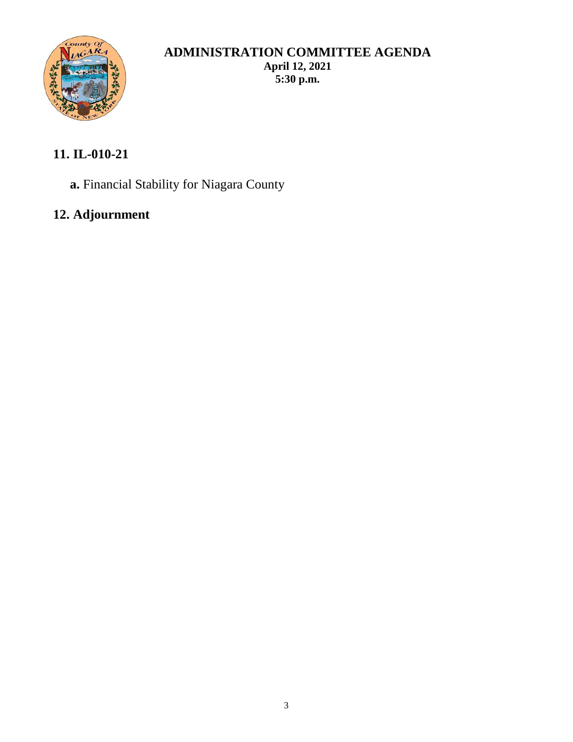# ADMINISTRATION COMMITTEE AGENDA

**April 12, 2021**
**5:30 p.m.**

## 11. IL-010-21

**a.** Financial Stability for Niagara County

## 12. Adjournment